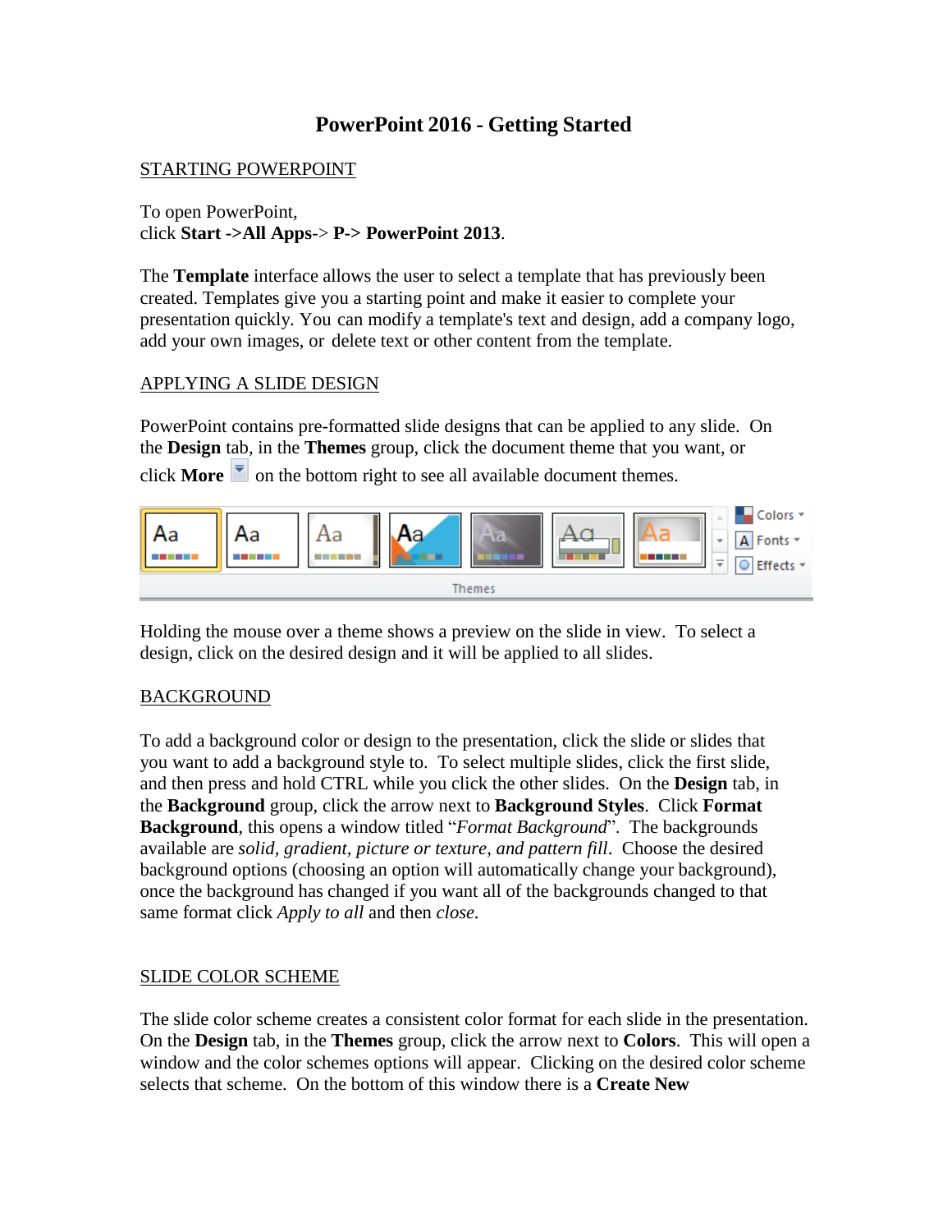# PowerPoint 2016 - Getting Started

## STARTING POWERPOINT

To open PowerPoint,
click **Start ->All Apps**-> **P-> PowerPoint 2013**.

The **Template** interface allows the user to select a template that has previously been created. Templates give you a starting point and make it easier to complete your presentation quickly. You can modify a template's text and design, add a company logo, add your own images, or delete text or other content from the template.

## APPLYING A SLIDE DESIGN

PowerPoint contains pre-formatted slide designs that can be applied to any slide. On the **Design** tab, in the **Themes** group, click the document theme that you want, or click **More** on the bottom right to see all available document themes.

Holding the mouse over a theme shows a preview on the slide in view. To select a design, click on the desired design and it will be applied to all slides.

## BACKGROUND

To add a background color or design to the presentation, click the slide or slides that you want to add a background style to. To select multiple slides, click the first slide, and then press and hold CTRL while you click the other slides. On the **Design** tab, in the **Background** group, click the arrow next to **Background Styles**. Click **Format Background**, this opens a window titled "*Format Background*". The backgrounds available are *solid, gradient, picture or texture, and pattern fill*. Choose the desired background options (choosing an option will automatically change your background), once the background has changed if you want all of the backgrounds changed to that same format click *Apply to all* and then *close.*

## SLIDE COLOR SCHEME

The slide color scheme creates a consistent color format for each slide in the presentation. On the **Design** tab, in the **Themes** group, click the arrow next to **Colors**. This will open a window and the color schemes options will appear. Clicking on the desired color scheme selects that scheme. On the bottom of this window there is a **Create New**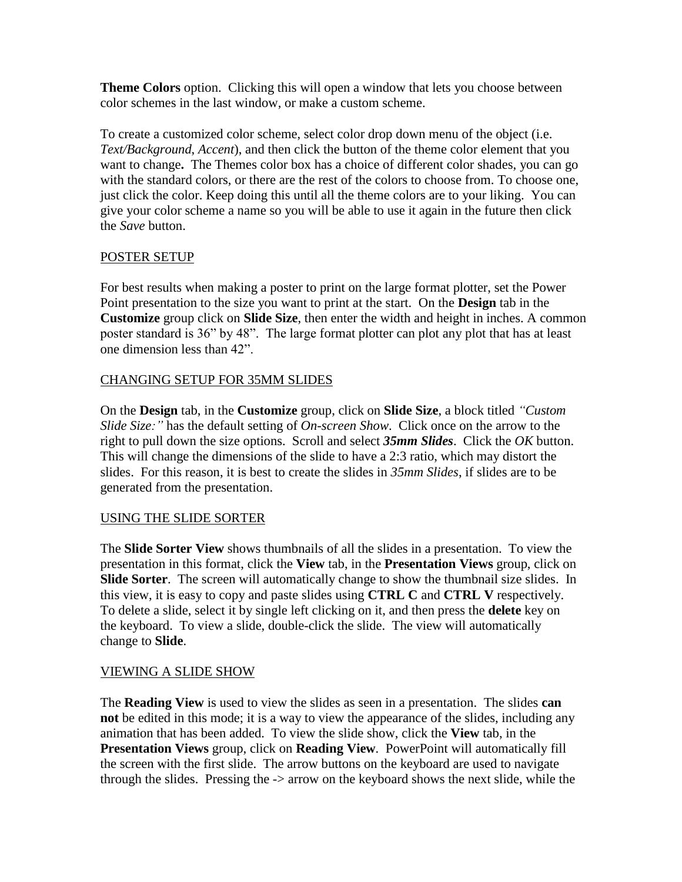**Theme Colors** option. Clicking this will open a window that lets you choose between color schemes in the last window, or make a custom scheme.

To create a customized color scheme, select color drop down menu of the object (i.e. *Text/Background*, *Accent*), and then click the button of the theme color element that you want to change**.** The Themes color box has a choice of different color shades, you can go with the standard colors, or there are the rest of the colors to choose from. To choose one, just click the color. Keep doing this until all the theme colors are to your liking. You can give your color scheme a name so you will be able to use it again in the future then click the *Save* button.

## POSTER SETUP

For best results when making a poster to print on the large format plotter, set the Power Point presentation to the size you want to print at the start. On the **Design** tab in the **Customize** group click on **Slide Size**, then enter the width and height in inches. A common poster standard is 36" by 48". The large format plotter can plot any plot that has at least one dimension less than 42".

## CHANGING SETUP FOR 35MM SLIDES

On the **Design** tab, in the **Customize** group, click on **Slide Size**, a block titled *"Custom Slide Size:"* has the default setting of *On-screen Show*. Click once on the arrow to the right to pull down the size options. Scroll and select ***35mm Slides***. Click the *OK* button. This will change the dimensions of the slide to have a 2:3 ratio, which may distort the slides. For this reason, it is best to create the slides in *35mm Slides*, if slides are to be generated from the presentation.

## USING THE SLIDE SORTER

The **Slide Sorter View** shows thumbnails of all the slides in a presentation. To view the presentation in this format, click the **View** tab, in the **Presentation Views** group, click on **Slide Sorter**. The screen will automatically change to show the thumbnail size slides. In this view, it is easy to copy and paste slides using **CTRL C** and **CTRL V** respectively. To delete a slide, select it by single left clicking on it, and then press the **delete** key on the keyboard. To view a slide, double-click the slide. The view will automatically change to **Slide**.

## VIEWING A SLIDE SHOW

The **Reading View** is used to view the slides as seen in a presentation. The slides **can not** be edited in this mode; it is a way to view the appearance of the slides, including any animation that has been added. To view the slide show, click the **View** tab, in the **Presentation Views** group, click on **Reading View**. PowerPoint will automatically fill the screen with the first slide. The arrow buttons on the keyboard are used to navigate through the slides. Pressing the -> arrow on the keyboard shows the next slide, while the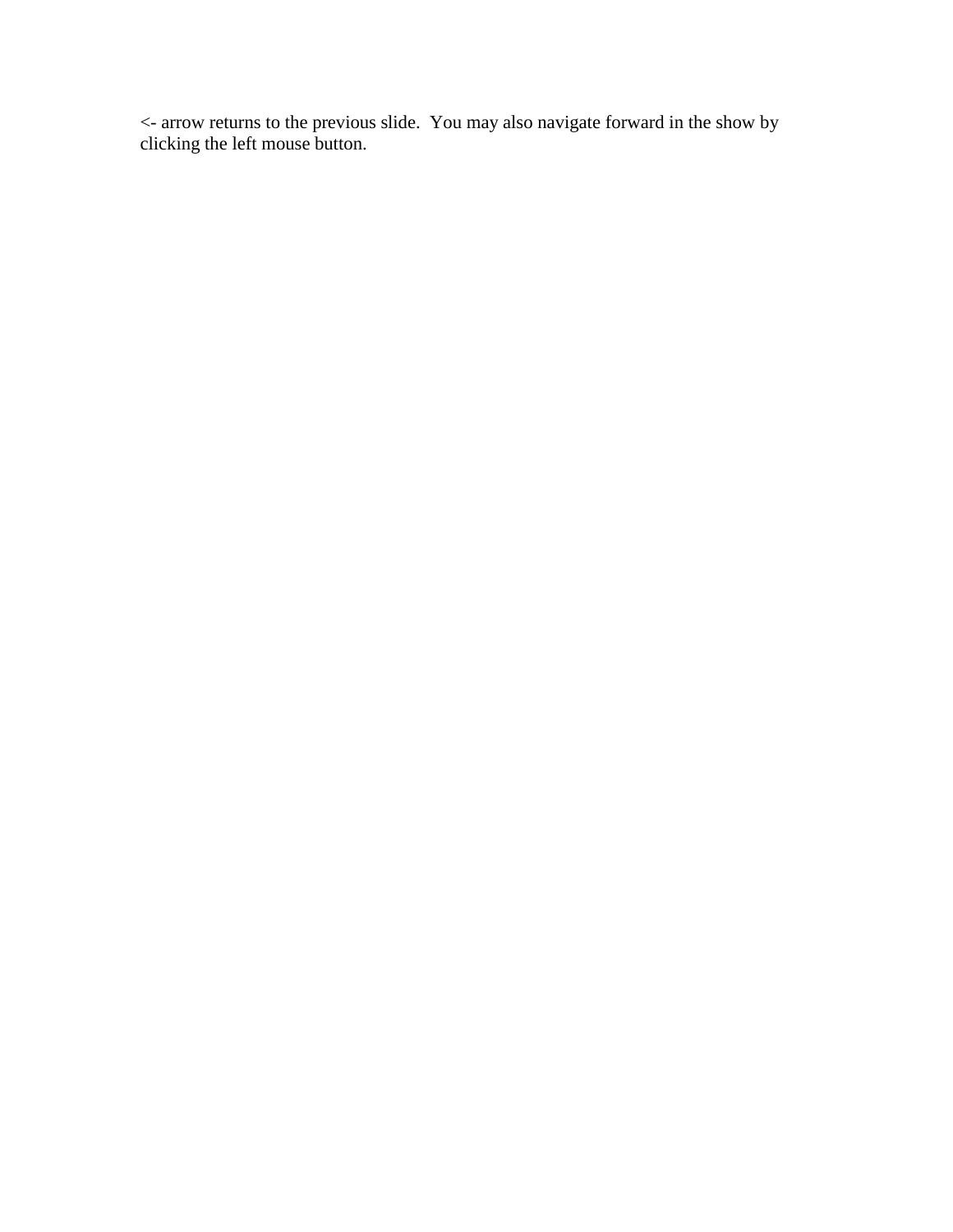<- arrow returns to the previous slide.  You may also navigate forward in the show by clicking the left mouse button.